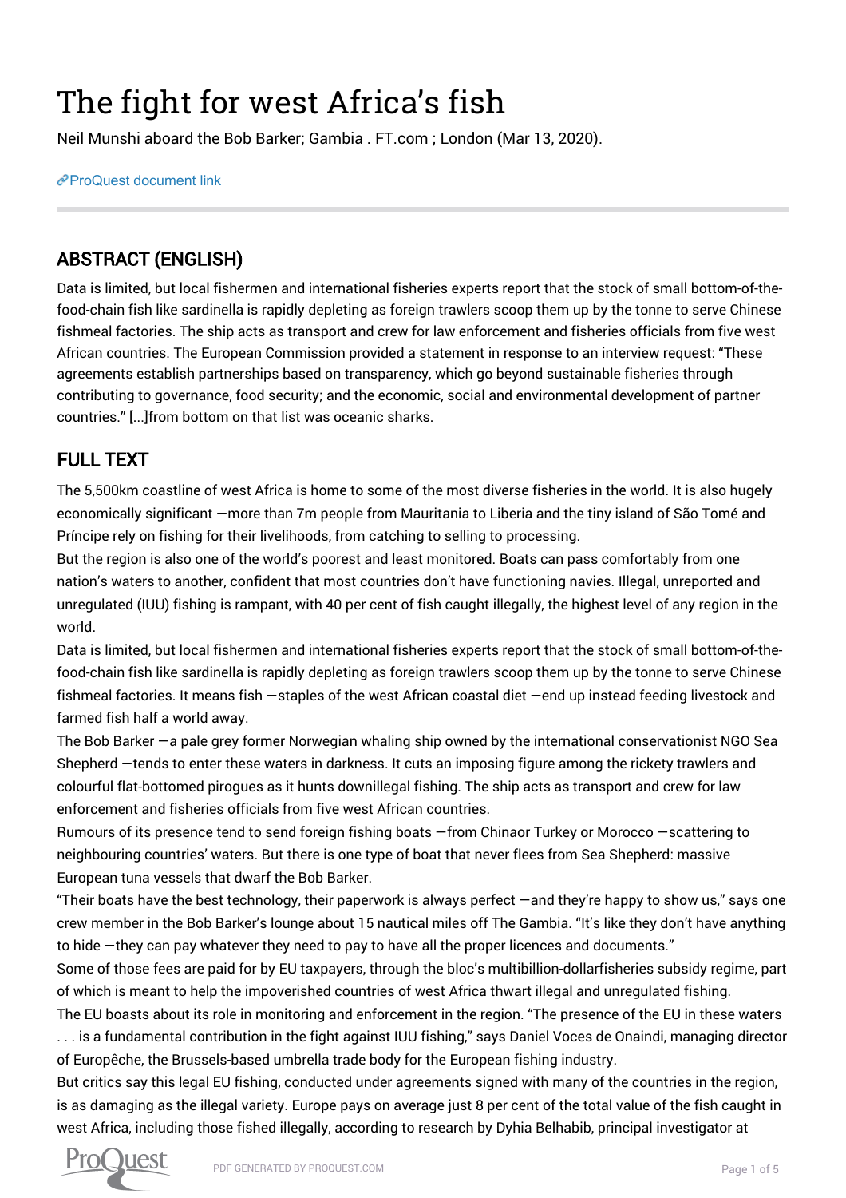# The fight for west Africa's fish

Neil Munshi aboard the Bob Barker; Gambia . FT.com ; London (Mar 13, 2020).

[ProQuest document link](ProQuest document link)

## ABSTRACT (ENGLISH)

Data is limited, but local fishermen and international fisheries experts report that the stock of small bottom-of-the-food-chain fish like sardinella is rapidly depleting as foreign trawlers scoop them up by the tonne to serve Chinese fishmeal factories. The ship acts as transport and crew for law enforcement and fisheries officials from five west African countries. The European Commission provided a statement in response to an interview request: "These agreements establish partnerships based on transparency, which go beyond sustainable fisheries through contributing to governance, food security; and the economic, social and environmental development of partner countries." [...]from bottom on that list was oceanic sharks.

## FULL TEXT

The 5,500km coastline of west Africa is home to some of the most diverse fisheries in the world. It is also hugely economically significant —more than 7m people from Mauritania to Liberia and the tiny island of São Tomé and Príncipe rely on fishing for their livelihoods, from catching to selling to processing.

But the region is also one of the world's poorest and least monitored. Boats can pass comfortably from one nation's waters to another, confident that most countries don't have functioning navies. Illegal, unreported and unregulated (IUU) fishing is rampant, with 40 per cent of fish caught illegally, the highest level of any region in the world.

Data is limited, but local fishermen and international fisheries experts report that the stock of small bottom-of-the-food-chain fish like sardinella is rapidly depleting as foreign trawlers scoop them up by the tonne to serve Chinese fishmeal factories. It means fish —staples of the west African coastal diet —end up instead feeding livestock and farmed fish half a world away.

The Bob Barker —a pale grey former Norwegian whaling ship owned by the international conservationist NGO Sea Shepherd —tends to enter these waters in darkness. It cuts an imposing figure among the rickety trawlers and colourful flat-bottomed pirogues as it hunts downillegal fishing. The ship acts as transport and crew for law enforcement and fisheries officials from five west African countries.

Rumours of its presence tend to send foreign fishing boats —from Chinaor Turkey or Morocco —scattering to neighbouring countries' waters. But there is one type of boat that never flees from Sea Shepherd: massive European tuna vessels that dwarf the Bob Barker.

"Their boats have the best technology, their paperwork is always perfect —and they're happy to show us," says one crew member in the Bob Barker's lounge about 15 nautical miles off The Gambia. "It's like they don't have anything to hide —they can pay whatever they need to pay to have all the proper licences and documents."

Some of those fees are paid for by EU taxpayers, through the bloc's multibillion-dollarfisheries subsidy regime, part of which is meant to help the impoverished countries of west Africa thwart illegal and unregulated fishing.

The EU boasts about its role in monitoring and enforcement in the region. "The presence of the EU in these waters . . . is a fundamental contribution in the fight against IUU fishing," says Daniel Voces de Onaindi, managing director of Europêche, the Brussels-based umbrella trade body for the European fishing industry.

But critics say this legal EU fishing, conducted under agreements signed with many of the countries in the region, is as damaging as the illegal variety. Europe pays on average just 8 per cent of the total value of the fish caught in west Africa, including those fished illegally, according to research by Dyhia Belhabib, principal investigator at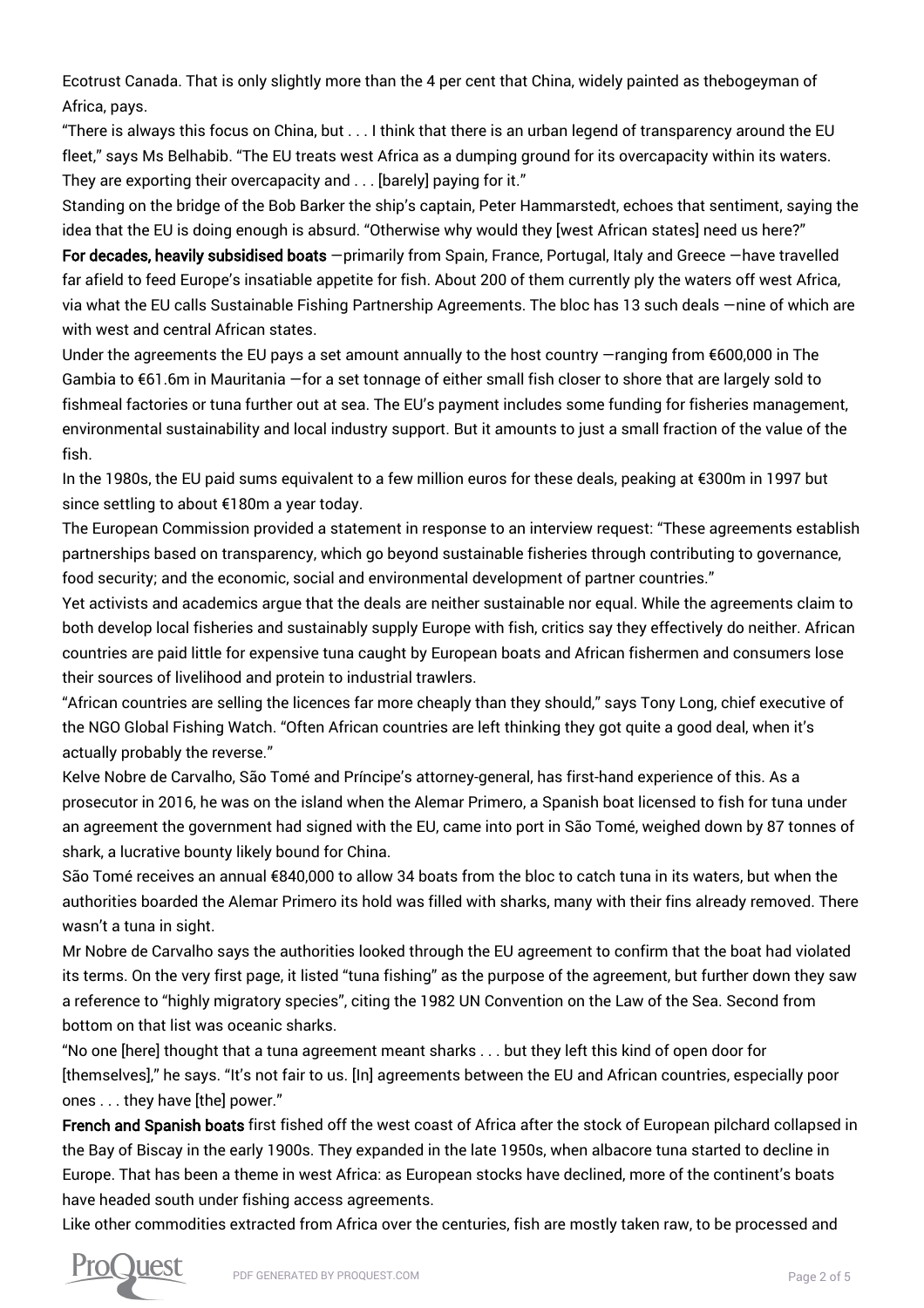Ecotrust Canada. That is only slightly more than the 4 per cent that China, widely painted as thebogeyman of Africa, pays.

"There is always this focus on China, but . . . I think that there is an urban legend of transparency around the EU fleet," says Ms Belhabib. "The EU treats west Africa as a dumping ground for its overcapacity within its waters. They are exporting their overcapacity and . . . [barely] paying for it."

Standing on the bridge of the Bob Barker the ship's captain, Peter Hammarstedt, echoes that sentiment, saying the idea that the EU is doing enough is absurd. "Otherwise why would they [west African states] need us here?"

**For decades, heavily subsidised boats** —primarily from Spain, France, Portugal, Italy and Greece —have travelled far afield to feed Europe's insatiable appetite for fish. About 200 of them currently ply the waters off west Africa, via what the EU calls Sustainable Fishing Partnership Agreements. The bloc has 13 such deals —nine of which are with west and central African states.

Under the agreements the EU pays a set amount annually to the host country —ranging from €600,000 in The Gambia to €61.6m in Mauritania —for a set tonnage of either small fish closer to shore that are largely sold to fishmeal factories or tuna further out at sea. The EU's payment includes some funding for fisheries management, environmental sustainability and local industry support. But it amounts to just a small fraction of the value of the fish.

In the 1980s, the EU paid sums equivalent to a few million euros for these deals, peaking at €300m in 1997 but since settling to about €180m a year today.

The European Commission provided a statement in response to an interview request: "These agreements establish partnerships based on transparency, which go beyond sustainable fisheries through contributing to governance, food security; and the economic, social and environmental development of partner countries."

Yet activists and academics argue that the deals are neither sustainable nor equal. While the agreements claim to both develop local fisheries and sustainably supply Europe with fish, critics say they effectively do neither. African countries are paid little for expensive tuna caught by European boats and African fishermen and consumers lose their sources of livelihood and protein to industrial trawlers.

"African countries are selling the licences far more cheaply than they should," says Tony Long, chief executive of the NGO Global Fishing Watch. "Often African countries are left thinking they got quite a good deal, when it's actually probably the reverse."

Kelve Nobre de Carvalho, São Tomé and Príncipe's attorney-general, has first-hand experience of this. As a prosecutor in 2016, he was on the island when the Alemar Primero, a Spanish boat licensed to fish for tuna under an agreement the government had signed with the EU, came into port in São Tomé, weighed down by 87 tonnes of shark, a lucrative bounty likely bound for China.

São Tomé receives an annual €840,000 to allow 34 boats from the bloc to catch tuna in its waters, but when the authorities boarded the Alemar Primero its hold was filled with sharks, many with their fins already removed. There wasn't a tuna in sight.

Mr Nobre de Carvalho says the authorities looked through the EU agreement to confirm that the boat had violated its terms. On the very first page, it listed "tuna fishing" as the purpose of the agreement, but further down they saw a reference to "highly migratory species", citing the 1982 UN Convention on the Law of the Sea. Second from bottom on that list was oceanic sharks.

"No one [here] thought that a tuna agreement meant sharks . . . but they left this kind of open door for [themselves]," he says. "It's not fair to us. [In] agreements between the EU and African countries, especially poor ones . . . they have [the] power."

**French and Spanish boats** first fished off the west coast of Africa after the stock of European pilchard collapsed in the Bay of Biscay in the early 1900s. They expanded in the late 1950s, when albacore tuna started to decline in Europe. That has been a theme in west Africa: as European stocks have declined, more of the continent's boats have headed south under fishing access agreements.

Like other commodities extracted from Africa over the centuries, fish are mostly taken raw, to be processed and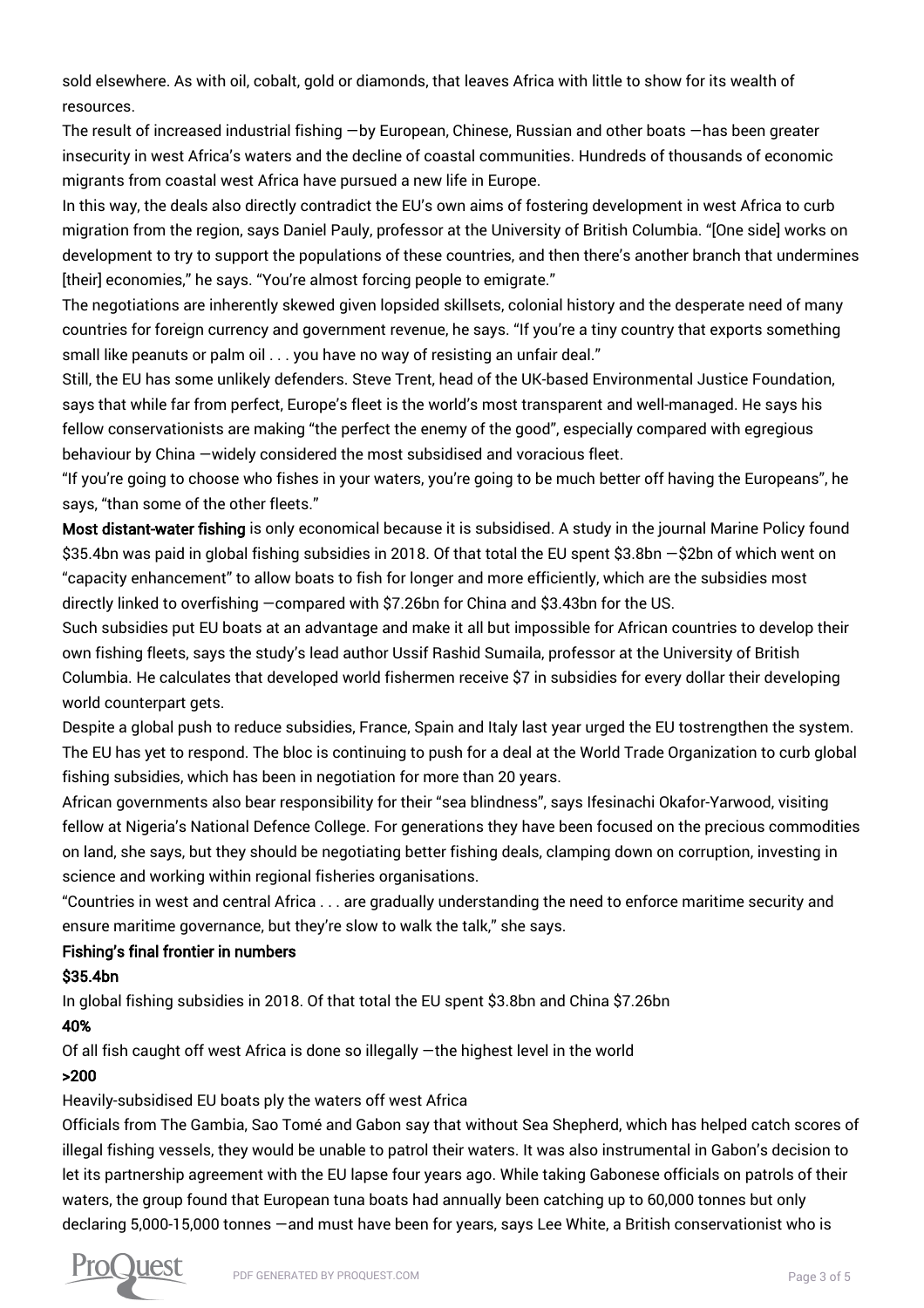sold elsewhere. As with oil, cobalt, gold or diamonds, that leaves Africa with little to show for its wealth of resources.

The result of increased industrial fishing —by European, Chinese, Russian and other boats —has been greater insecurity in west Africa's waters and the decline of coastal communities. Hundreds of thousands of economic migrants from coastal west Africa have pursued a new life in Europe.

In this way, the deals also directly contradict the EU's own aims of fostering development in west Africa to curb migration from the region, says Daniel Pauly, professor at the University of British Columbia. "[One side] works on development to try to support the populations of these countries, and then there's another branch that undermines [their] economies," he says. "You're almost forcing people to emigrate."

The negotiations are inherently skewed given lopsided skillsets, colonial history and the desperate need of many countries for foreign currency and government revenue, he says. "If you're a tiny country that exports something small like peanuts or palm oil . . . you have no way of resisting an unfair deal."

Still, the EU has some unlikely defenders. Steve Trent, head of the UK-based Environmental Justice Foundation, says that while far from perfect, Europe's fleet is the world's most transparent and well-managed. He says his fellow conservationists are making "the perfect the enemy of the good", especially compared with egregious behaviour by China —widely considered the most subsidised and voracious fleet.

"If you're going to choose who fishes in your waters, you're going to be much better off having the Europeans", he says, "than some of the other fleets."

**Most distant-water fishing** is only economical because it is subsidised. A study in the journal Marine Policy found \$35.4bn was paid in global fishing subsidies in 2018. Of that total the EU spent \$3.8bn —\$2bn of which went on "capacity enhancement" to allow boats to fish for longer and more efficiently, which are the subsidies most directly linked to overfishing —compared with \$7.26bn for China and \$3.43bn for the US.

Such subsidies put EU boats at an advantage and make it all but impossible for African countries to develop their own fishing fleets, says the study's lead author Ussif Rashid Sumaila, professor at the University of British Columbia. He calculates that developed world fishermen receive \$7 in subsidies for every dollar their developing world counterpart gets.

Despite a global push to reduce subsidies, France, Spain and Italy last year urged the EU tostrengthen the system. The EU has yet to respond. The bloc is continuing to push for a deal at the World Trade Organization to curb global fishing subsidies, which has been in negotiation for more than 20 years.

African governments also bear responsibility for their "sea blindness", says Ifesinachi Okafor-Yarwood, visiting fellow at Nigeria's National Defence College. For generations they have been focused on the precious commodities on land, she says, but they should be negotiating better fishing deals, clamping down on corruption, investing in science and working within regional fisheries organisations.

"Countries in west and central Africa . . . are gradually understanding the need to enforce maritime security and ensure maritime governance, but they're slow to walk the talk," she says.

**Fishing's final frontier in numbers**

**\$35.4bn**

In global fishing subsidies in 2018. Of that total the EU spent \$3.8bn and China \$7.26bn

**40%**

Of all fish caught off west Africa is done so illegally —the highest level in the world

**>200**

Heavily-subsidised EU boats ply the waters off west Africa

Officials from The Gambia, Sao Tomé and Gabon say that without Sea Shepherd, which has helped catch scores of illegal fishing vessels, they would be unable to patrol their waters. It was also instrumental in Gabon's decision to let its partnership agreement with the EU lapse four years ago. While taking Gabonese officials on patrols of their waters, the group found that European tuna boats had annually been catching up to 60,000 tonnes but only declaring 5,000-15,000 tonnes —and must have been for years, says Lee White, a British conservationist who is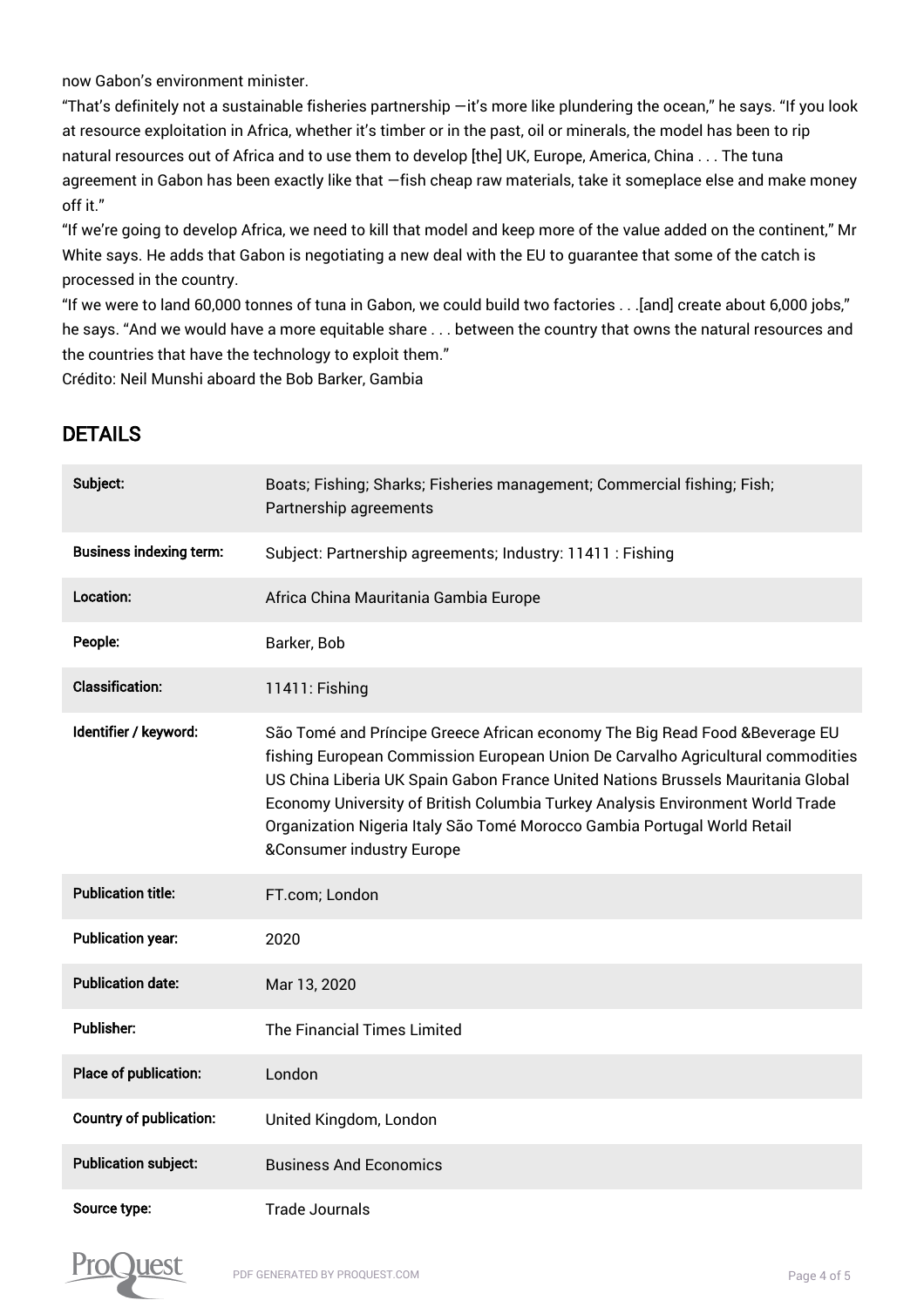now Gabon's environment minister.

"That's definitely not a sustainable fisheries partnership —it's more like plundering the ocean," he says. "If you look at resource exploitation in Africa, whether it's timber or in the past, oil or minerals, the model has been to rip natural resources out of Africa and to use them to develop [the] UK, Europe, America, China . . . The tuna agreement in Gabon has been exactly like that —fish cheap raw materials, take it someplace else and make money off it."

"If we're going to develop Africa, we need to kill that model and keep more of the value added on the continent," Mr White says. He adds that Gabon is negotiating a new deal with the EU to guarantee that some of the catch is processed in the country.

"If we were to land 60,000 tonnes of tuna in Gabon, we could build two factories . . .[and] create about 6,000 jobs," he says. "And we would have a more equitable share . . . between the country that owns the natural resources and the countries that have the technology to exploit them."

Crédito: Neil Munshi aboard the Bob Barker, Gambia

## DETAILS

| | |
|---|---|
| Subject: | Boats; Fishing; Sharks; Fisheries management; Commercial fishing; Fish; Partnership agreements |
| Business indexing term: | Subject: Partnership agreements; Industry: 11411 : Fishing |
| Location: | Africa China Mauritania Gambia Europe |
| People: | Barker, Bob |
| Classification: | 11411: Fishing |
| Identifier / keyword: | São Tomé and Príncipe Greece African economy The Big Read Food &Beverage EU fishing European Commission European Union De Carvalho Agricultural commodities US China Liberia UK Spain Gabon France United Nations Brussels Mauritania Global Economy University of British Columbia Turkey Analysis Environment World Trade Organization Nigeria Italy São Tomé Morocco Gambia Portugal World Retail &Consumer industry Europe |
| Publication title: | FT.com; London |
| Publication year: | 2020 |
| Publication date: | Mar 13, 2020 |
| Publisher: | The Financial Times Limited |
| Place of publication: | London |
| Country of publication: | United Kingdom, London |
| Publication subject: | Business And Economics |
| Source type: | Trade Journals |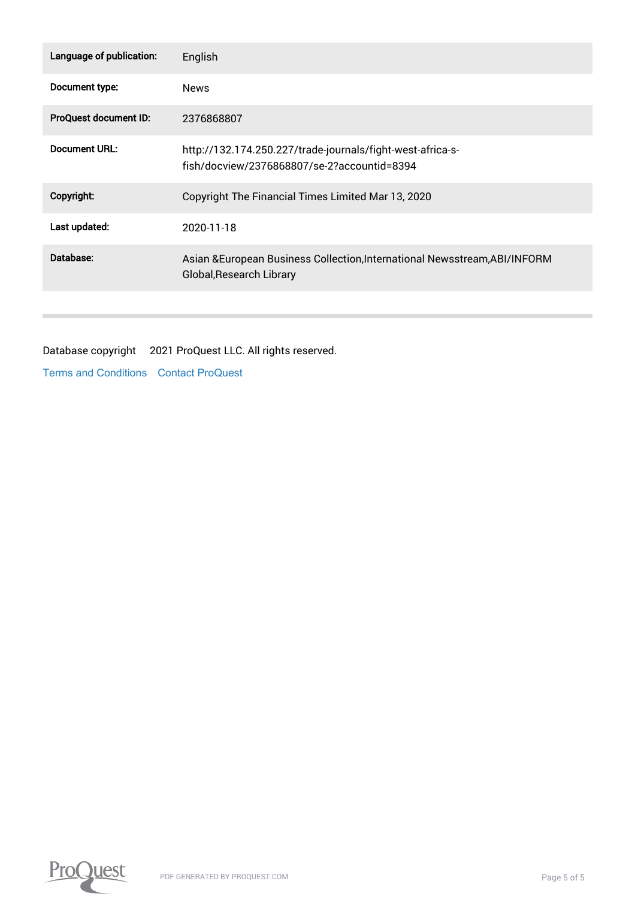| | |
|---|---|
| **Language of publication:** | English |
| **Document type:** | News |
| **ProQuest document ID:** | 2376868807 |
| **Document URL:** | http://132.174.250.227/trade-journals/fight-west-africa-s-fish/docview/2376868807/se-2?accountid=8394 |
| **Copyright:** | Copyright The Financial Times Limited Mar 13, 2020 |
| **Last updated:** | 2020-11-18 |
| **Database:** | Asian &European Business Collection,International Newsstream,ABI/INFORM Global,Research Library |

Database copyright 2021 ProQuest LLC. All rights reserved.

Terms and Conditions Contact ProQuest